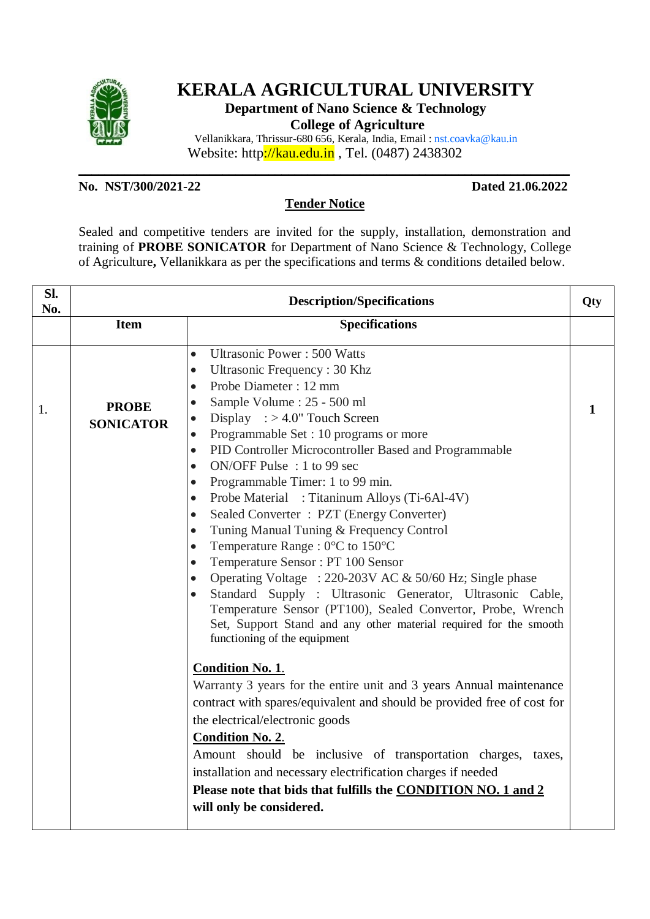# KERALA AGRICULTURAL UNIVERSITY

**Department of Nano Science & Technology**

**College of Agriculture**

Vellanikkara, Thrissur-680 656, Kerala, India, Email : nst.coavka@kau.in

Website: http://kau.edu.in , Tel. (0487) 2438302

**No. NST/300/2021-22** **Dated 21.06.2022**

## Tender Notice

Sealed and competitive tenders are invited for the supply, installation, demonstration and training of **PROBE SONICATOR** for Department of Nano Science & Technology, College of Agriculture**,** Vellanikkara as per the specifications and terms & conditions detailed below.

| Sl. No. | Description/Specifications | | Qty |
|---|---|---|---|
| | **Item** | **Specifications** | |
| 1. | **PROBE SONICATOR** | • Ultrasonic Power : 500 Watts<br>• Ultrasonic Frequency : 30 Khz<br>• Probe Diameter : 12 mm<br>• Sample Volume : 25 - 500 ml<br>• Display : > 4.0" Touch Screen<br>• Programmable Set : 10 programs or more<br>• PID Controller Microcontroller Based and Programmable<br>• ON/OFF Pulse : 1 to 99 sec<br>• Programmable Timer: 1 to 99 min.<br>• Probe Material : Titaninum Alloys (Ti-6Al-4V)<br>• Sealed Converter : PZT (Energy Converter)<br>• Tuning Manual Tuning & Frequency Control<br>• Temperature Range : 0°C to 150°C<br>• Temperature Sensor : PT 100 Sensor<br>• Operating Voltage : 220-203V AC & 50/60 Hz; Single phase<br>• Standard Supply : Ultrasonic Generator, Ultrasonic Cable, Temperature Sensor (PT100), Sealed Convertor, Probe, Wrench Set, Support Stand and any other material required for the smooth functioning of the equipment<br><br>**<u>Condition No. 1</u>.**<br>Warranty 3 years for the entire unit and 3 years Annual maintenance contract with spares/equivalent and should be provided free of cost for the electrical/electronic goods<br>**<u>Condition No. 2</u>.**<br>Amount should be inclusive of transportation charges, taxes, installation and necessary electrification charges if needed<br>**Please note that bids that fulfills the <u>CONDITION NO. 1 and 2</u> will only be considered.** | **1** |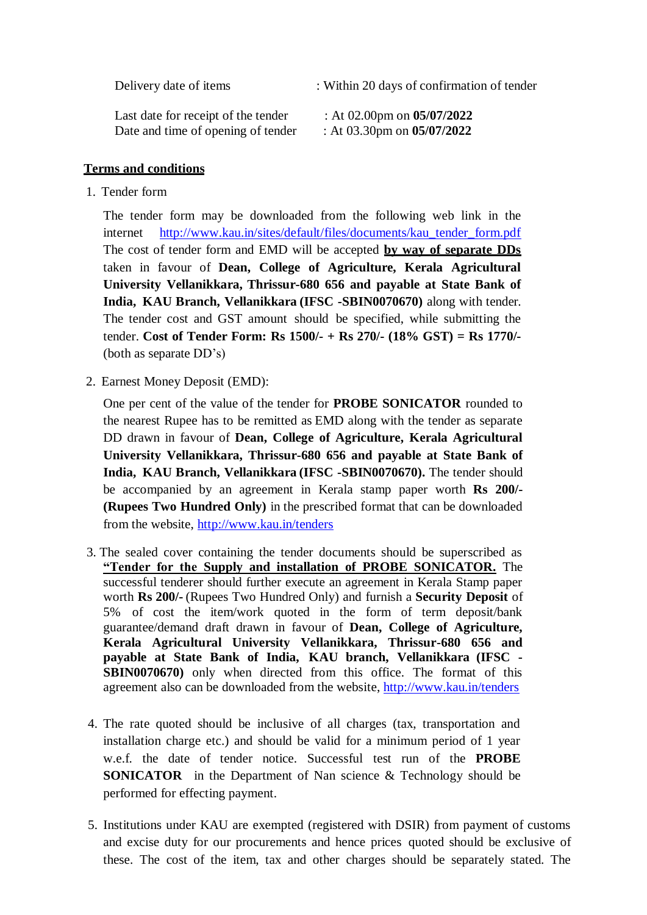Delivery date of items : Within 20 days of confirmation of tender

Last date for receipt of the tender : At 02.00pm on **05/07/2022**
Date and time of opening of tender : At 03.30pm on **05/07/2022**

**<u>Terms and conditions</u>**

1. Tender form

   The tender form may be downloaded from the following web link in the internet http://www.kau.in/sites/default/files/documents/kau_tender_form.pdf The cost of tender form and EMD will be accepted **<u>by way of separate DDs</u>** taken in favour of **Dean, College of Agriculture, Kerala Agricultural University Vellanikkara, Thrissur-680 656 and payable at State Bank of India, KAU Branch, Vellanikkara (IFSC -SBIN0070670)** along with tender. The tender cost and GST amount should be specified, while submitting the tender. **Cost of Tender Form: Rs 1500/- + Rs 270/- (18% GST) = Rs 1770/-** (both as separate DD's)

2. Earnest Money Deposit (EMD):

   One per cent of the value of the tender for **PROBE SONICATOR** rounded to the nearest Rupee has to be remitted as EMD along with the tender as separate DD drawn in favour of **Dean, College of Agriculture, Kerala Agricultural University Vellanikkara, Thrissur-680 656 and payable at State Bank of India, KAU Branch, Vellanikkara (IFSC -SBIN0070670).** The tender should be accompanied by an agreement in Kerala stamp paper worth **Rs 200/- (Rupees Two Hundred Only)** in the prescribed format that can be downloaded from the website, http://www.kau.in/tenders

3. The sealed cover containing the tender documents should be superscribed as **<u>"Tender for the Supply and installation of PROBE SONICATOR.</u>** The successful tenderer should further execute an agreement in Kerala Stamp paper worth **Rs 200/-** (Rupees Two Hundred Only) and furnish a **Security Deposit** of 5% of cost the item/work quoted in the form of term deposit/bank guarantee/demand draft drawn in favour of **Dean, College of Agriculture, Kerala Agricultural University Vellanikkara, Thrissur-680 656 and payable at State Bank of India, KAU branch, Vellanikkara (IFSC -SBIN0070670)** only when directed from this office. The format of this agreement also can be downloaded from the website, http://www.kau.in/tenders

4. The rate quoted should be inclusive of all charges (tax, transportation and installation charge etc.) and should be valid for a minimum period of 1 year w.e.f. the date of tender notice. Successful test run of the **PROBE SONICATOR** in the Department of Nan science & Technology should be performed for effecting payment.

5. Institutions under KAU are exempted (registered with DSIR) from payment of customs and excise duty for our procurements and hence prices quoted should be exclusive of these. The cost of the item, tax and other charges should be separately stated. The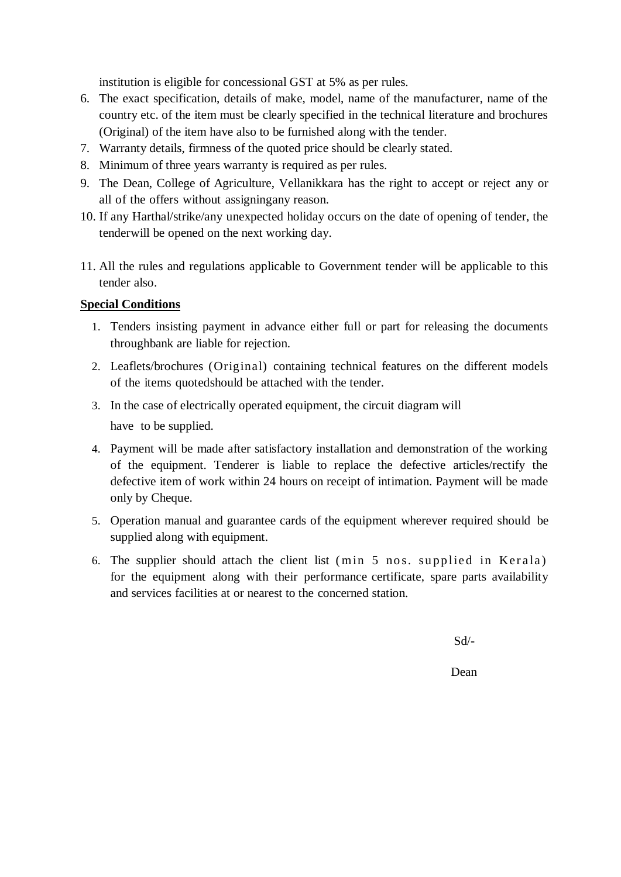institution is eligible for concessional GST at 5% as per rules.

6. The exact specification, details of make, model, name of the manufacturer, name of the country etc. of the item must be clearly specified in the technical literature and brochures (Original) of the item have also to be furnished along with the tender.
7. Warranty details, firmness of the quoted price should be clearly stated.
8. Minimum of three years warranty is required as per rules.
9. The Dean, College of Agriculture, Vellanikkara has the right to accept or reject any or all of the offers without assigningany reason.
10. If any Harthal/strike/any unexpected holiday occurs on the date of opening of tender, the tenderwill be opened on the next working day.
11. All the rules and regulations applicable to Government tender will be applicable to this tender also.

**Special Conditions**

1. Tenders insisting payment in advance either full or part for releasing the documents throughbank are liable for rejection.
2. Leaflets/brochures (Original) containing technical features on the different models of the items quotedshould be attached with the tender.
3. In the case of electrically operated equipment, the circuit diagram will have to be supplied.
4. Payment will be made after satisfactory installation and demonstration of the working of the equipment. Tenderer is liable to replace the defective articles/rectify the defective item of work within 24 hours on receipt of intimation. Payment will be made only by Cheque.
5. Operation manual and guarantee cards of the equipment wherever required should be supplied along with equipment.
6. The supplier should attach the client list (min 5 nos. supplied in Kerala) for the equipment along with their performance certificate, spare parts availability and services facilities at or nearest to the concerned station.

Sd/-

Dean